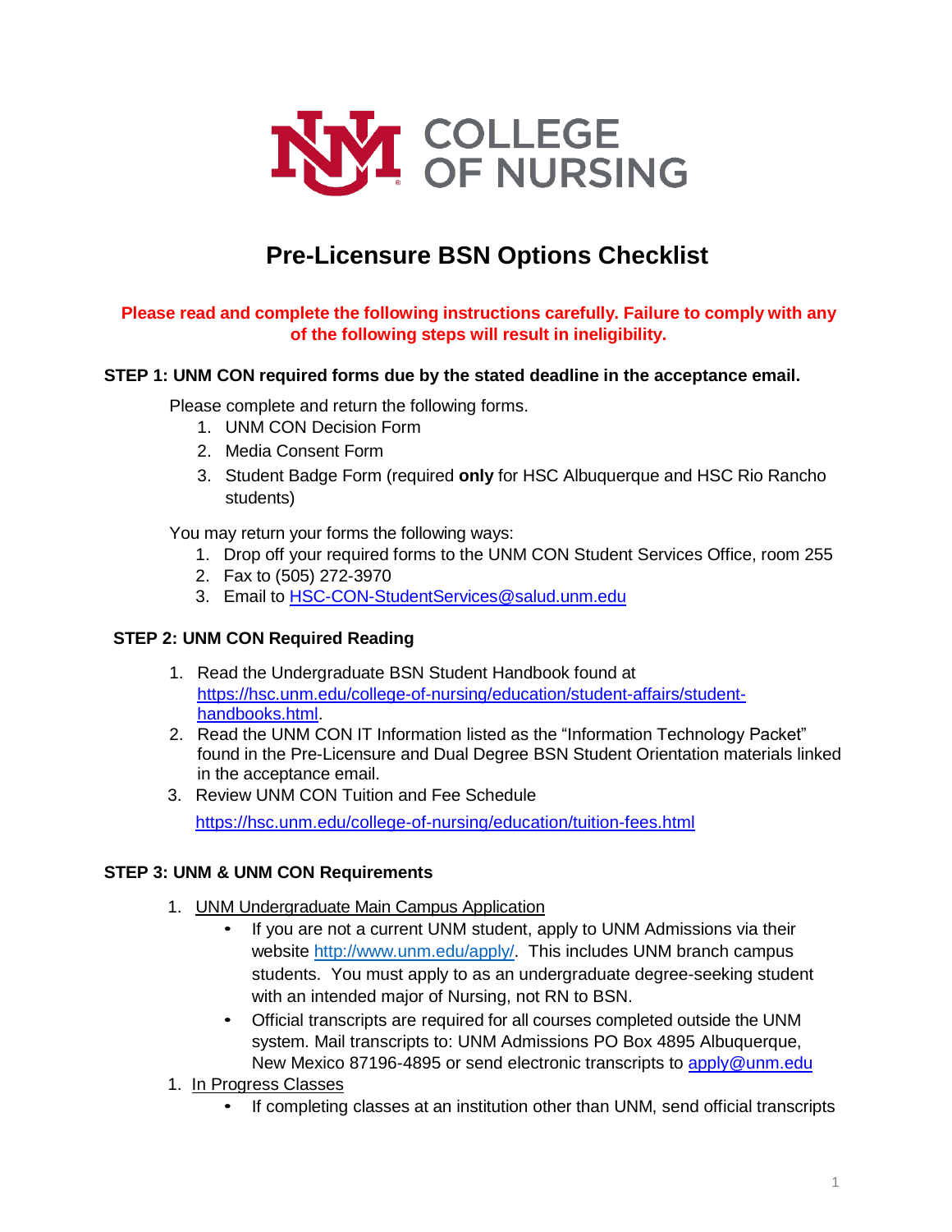UNM COLLEGE OF NURSING

# Pre-Licensure BSN Options Checklist

**Please read and complete the following instructions carefully. Failure to comply with any of the following steps will result in ineligibility.**

### STEP 1: UNM CON required forms due by the stated deadline in the acceptance email.

Please complete and return the following forms.

1. UNM CON Decision Form
2. Media Consent Form
3. Student Badge Form (required **only** for HSC Albuquerque and HSC Rio Rancho students)

You may return your forms the following ways:

1. Drop off your required forms to the UNM CON Student Services Office, room 255
2. Fax to (505) 272-3970
3. Email to HSC-CON-StudentServices@salud.unm.edu

### STEP 2: UNM CON Required Reading

1. Read the Undergraduate BSN Student Handbook found at https://hsc.unm.edu/college-of-nursing/education/student-affairs/student-handbooks.html.
2. Read the UNM CON IT Information listed as the "Information Technology Packet" found in the Pre-Licensure and Dual Degree BSN Student Orientation materials linked in the acceptance email.
3. Review UNM CON Tuition and Fee Schedule https://hsc.unm.edu/college-of-nursing/education/tuition-fees.html

### STEP 3: UNM & UNM CON Requirements

1. UNM Undergraduate Main Campus Application
   - If you are not a current UNM student, apply to UNM Admissions via their website http://www.unm.edu/apply/. This includes UNM branch campus students. You must apply to as an undergraduate degree-seeking student with an intended major of Nursing, not RN to BSN.
   - Official transcripts are required for all courses completed outside the UNM system. Mail transcripts to: UNM Admissions PO Box 4895 Albuquerque, New Mexico 87196-4895 or send electronic transcripts to apply@unm.edu

1. In Progress Classes
   - If completing classes at an institution other than UNM, send official transcripts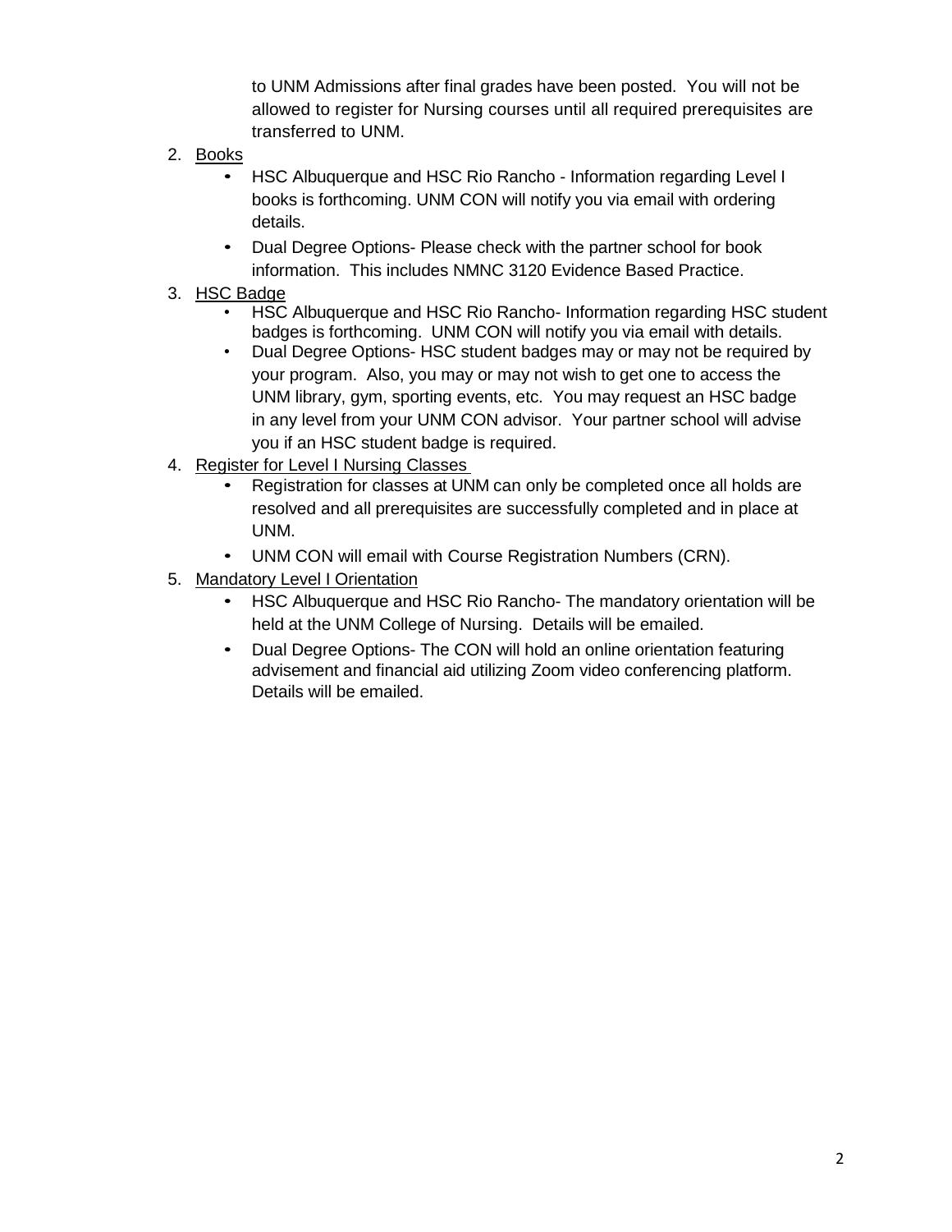to UNM Admissions after final grades have been posted. You will not be allowed to register for Nursing courses until all required prerequisites are transferred to UNM.

2. Books
   - HSC Albuquerque and HSC Rio Rancho - Information regarding Level I books is forthcoming. UNM CON will notify you via email with ordering details.
   - Dual Degree Options- Please check with the partner school for book information. This includes NMNC 3120 Evidence Based Practice.
3. HSC Badge
   - HSC Albuquerque and HSC Rio Rancho- Information regarding HSC student badges is forthcoming. UNM CON will notify you via email with details.
   - Dual Degree Options- HSC student badges may or may not be required by your program. Also, you may or may not wish to get one to access the UNM library, gym, sporting events, etc. You may request an HSC badge in any level from your UNM CON advisor. Your partner school will advise you if an HSC student badge is required.
4. Register for Level I Nursing Classes
   - Registration for classes at UNM can only be completed once all holds are resolved and all prerequisites are successfully completed and in place at UNM.
   - UNM CON will email with Course Registration Numbers (CRN).
5. Mandatory Level I Orientation
   - HSC Albuquerque and HSC Rio Rancho- The mandatory orientation will be held at the UNM College of Nursing. Details will be emailed.
   - Dual Degree Options- The CON will hold an online orientation featuring advisement and financial aid utilizing Zoom video conferencing platform. Details will be emailed.